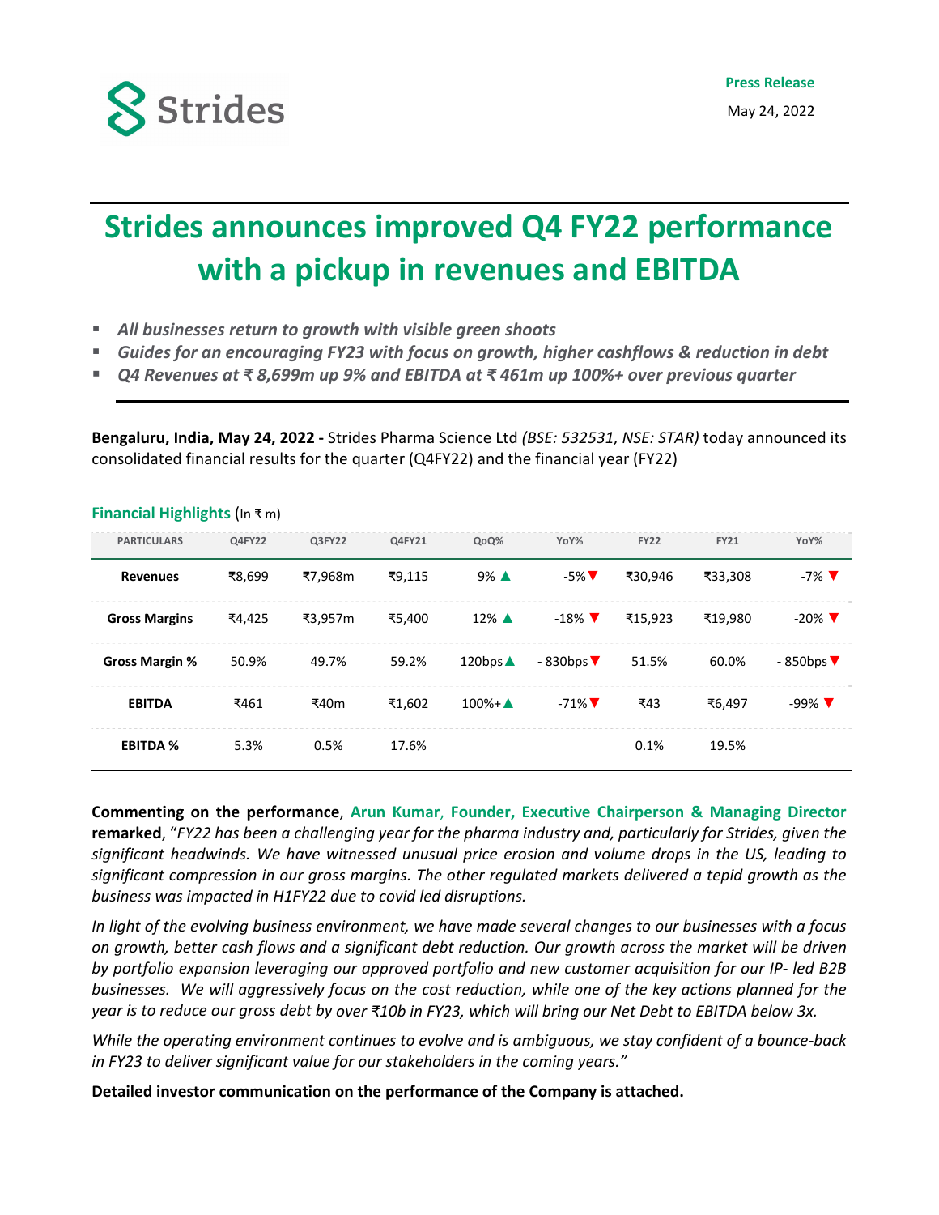Strides

**Press Release**

May 24, 2022

# Strides announces improved Q4 FY22 performance with a pickup in revenues and EBITDA

- *All businesses return to growth with visible green shoots*
- *Guides for an encouraging FY23 with focus on growth, higher cashflows & reduction in debt*
- *Q4 Revenues at ₹ 8,699m up 9% and EBITDA at ₹ 461m up 100%+ over previous quarter*

**Bengaluru, India, May 24, 2022 -** Strides Pharma Science Ltd *(BSE: 532531, NSE: STAR)* today announced its consolidated financial results for the quarter (Q4FY22) and the financial year (FY22)

**Financial Highlights** (In ₹ m)

| PARTICULARS | Q4FY22 | Q3FY22 | Q4FY21 | QoQ% | YoY% | FY22 | FY21 | YoY% |
|---|---|---|---|---|---|---|---|---|
| **Revenues** | ₹8,699 | ₹7,968m | ₹9,115 | 9% ▲ | -5% ▼ | ₹30,946 | ₹33,308 | -7% ▼ |
| **Gross Margins** | ₹4,425 | ₹3,957m | ₹5,400 | 12% ▲ | -18% ▼ | ₹15,923 | ₹19,980 | -20% ▼ |
| **Gross Margin %** | 50.9% | 49.7% | 59.2% | 120bps ▲ | - 830bps ▼ | 51.5% | 60.0% | - 850bps ▼ |
| **EBITDA** | ₹461 | ₹40m | ₹1,602 | 100%+ ▲ | -71% ▼ | ₹43 | ₹6,497 | -99% ▼ |
| **EBITDA %** | 5.3% | 0.5% | 17.6% | | | 0.1% | 19.5% | |

**Commenting on the performance**, **Arun Kumar, Founder, Executive Chairperson & Managing Director remarked**, "*FY22 has been a challenging year for the pharma industry and, particularly for Strides, given the significant headwinds. We have witnessed unusual price erosion and volume drops in the US, leading to significant compression in our gross margins. The other regulated markets delivered a tepid growth as the business was impacted in H1FY22 due to covid led disruptions.*

*In light of the evolving business environment, we have made several changes to our businesses with a focus on growth, better cash flows and a significant debt reduction. Our growth across the market will be driven by portfolio expansion leveraging our approved portfolio and new customer acquisition for our IP- led B2B businesses. We will aggressively focus on the cost reduction, while one of the key actions planned for the year is to reduce our gross debt by over ₹10b in FY23, which will bring our Net Debt to EBITDA below 3x.*

*While the operating environment continues to evolve and is ambiguous, we stay confident of a bounce-back in FY23 to deliver significant value for our stakeholders in the coming years.*"

**Detailed investor communication on the performance of the Company is attached.**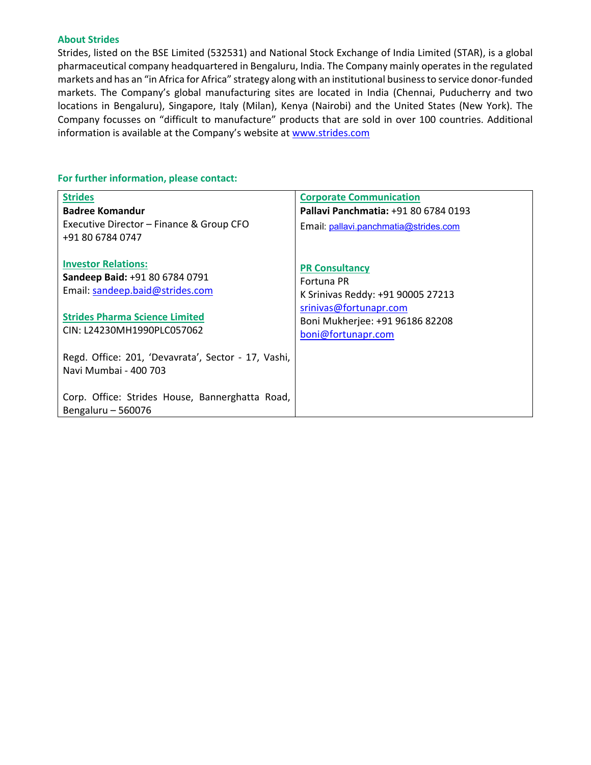## About Strides

Strides, listed on the BSE Limited (532531) and National Stock Exchange of India Limited (STAR), is a global pharmaceutical company headquartered in Bengaluru, India. The Company mainly operates in the regulated markets and has an "in Africa for Africa" strategy along with an institutional business to service donor-funded markets. The Company's global manufacturing sites are located in India (Chennai, Puducherry and two locations in Bengaluru), Singapore, Italy (Milan), Kenya (Nairobi) and the United States (New York). The Company focusses on "difficult to manufacture" products that are sold in over 100 countries. Additional information is available at the Company's website at www.strides.com

## For further information, please contact:

| | |
|---|---|
| **Strides**<br>**Badree Komandur**<br>Executive Director – Finance & Group CFO<br>+91 80 6784 0747<br><br>**Investor Relations:**<br>**Sandeep Baid:** +91 80 6784 0791<br>Email: sandeep.baid@strides.com<br><br>**Strides Pharma Science Limited**<br>CIN: L24230MH1990PLC057062<br><br>Regd. Office: 201, 'Devavrata', Sector - 17, Vashi, Navi Mumbai - 400 703<br><br>Corp. Office: Strides House, Bannerghatta Road, Bengaluru – 560076 | **Corporate Communication**<br>**Pallavi Panchmatia:** +91 80 6784 0193<br>Email: pallavi.panchmatia@strides.com<br><br>**PR Consultancy**<br>Fortuna PR<br>K Srinivas Reddy: +91 90005 27213<br>srinivas@fortunapr.com<br>Boni Mukherjee: +91 96186 82208<br>boni@fortunapr.com |